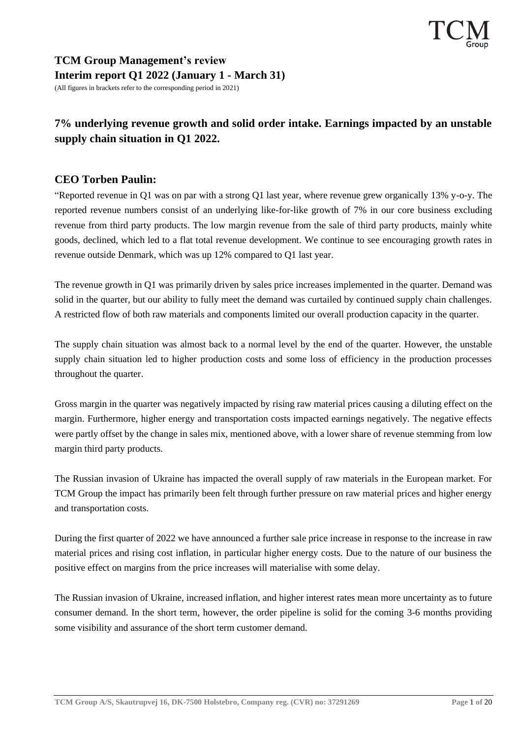# TCM Group Management's review

## Interim report Q1 2022 (January 1 - March 31)

(All figures in brackets refer to the corresponding period in 2021)

## 7% underlying revenue growth and solid order intake. Earnings impacted by an unstable supply chain situation in Q1 2022.

### CEO Torben Paulin:

"Reported revenue in Q1 was on par with a strong Q1 last year, where revenue grew organically 13% y-o-y. The reported revenue numbers consist of an underlying like-for-like growth of 7% in our core business excluding revenue from third party products. The low margin revenue from the sale of third party products, mainly white goods, declined, which led to a flat total revenue development. We continue to see encouraging growth rates in revenue outside Denmark, which was up 12% compared to Q1 last year.

The revenue growth in Q1 was primarily driven by sales price increases implemented in the quarter. Demand was solid in the quarter, but our ability to fully meet the demand was curtailed by continued supply chain challenges. A restricted flow of both raw materials and components limited our overall production capacity in the quarter.

The supply chain situation was almost back to a normal level by the end of the quarter. However, the unstable supply chain situation led to higher production costs and some loss of efficiency in the production processes throughout the quarter.

Gross margin in the quarter was negatively impacted by rising raw material prices causing a diluting effect on the margin. Furthermore, higher energy and transportation costs impacted earnings negatively. The negative effects were partly offset by the change in sales mix, mentioned above, with a lower share of revenue stemming from low margin third party products.

The Russian invasion of Ukraine has impacted the overall supply of raw materials in the European market. For TCM Group the impact has primarily been felt through further pressure on raw material prices and higher energy and transportation costs.

During the first quarter of 2022 we have announced a further sale price increase in response to the increase in raw material prices and rising cost inflation, in particular higher energy costs. Due to the nature of our business the positive effect on margins from the price increases will materialise with some delay.

The Russian invasion of Ukraine, increased inflation, and higher interest rates mean more uncertainty as to future consumer demand. In the short term, however, the order pipeline is solid for the coming 3-6 months providing some visibility and assurance of the short term customer demand.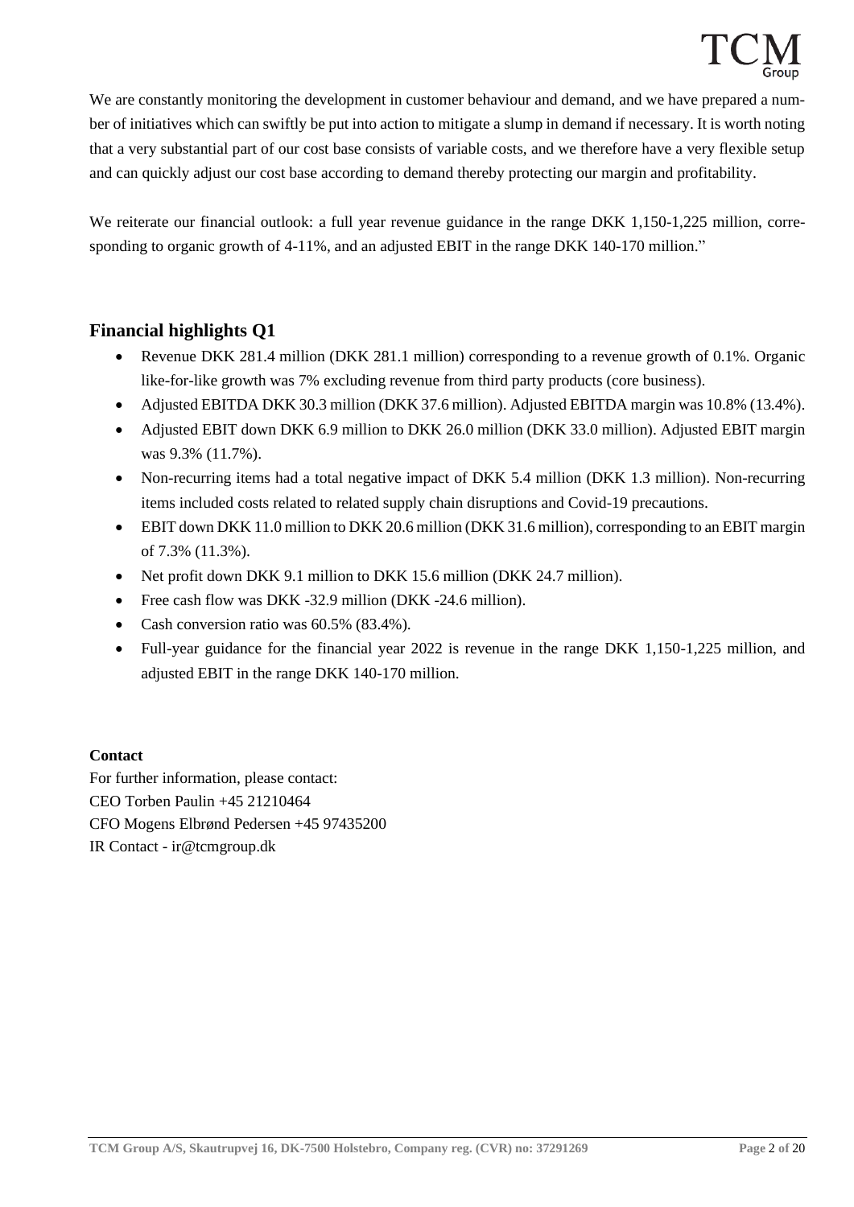We are constantly monitoring the development in customer behaviour and demand, and we have prepared a number of initiatives which can swiftly be put into action to mitigate a slump in demand if necessary. It is worth noting that a very substantial part of our cost base consists of variable costs, and we therefore have a very flexible setup and can quickly adjust our cost base according to demand thereby protecting our margin and profitability.

We reiterate our financial outlook: a full year revenue guidance in the range DKK 1,150-1,225 million, corresponding to organic growth of 4-11%, and an adjusted EBIT in the range DKK 140-170 million."

## Financial highlights Q1

- Revenue DKK 281.4 million (DKK 281.1 million) corresponding to a revenue growth of 0.1%. Organic like-for-like growth was 7% excluding revenue from third party products (core business).
- Adjusted EBITDA DKK 30.3 million (DKK 37.6 million). Adjusted EBITDA margin was 10.8% (13.4%).
- Adjusted EBIT down DKK 6.9 million to DKK 26.0 million (DKK 33.0 million). Adjusted EBIT margin was 9.3% (11.7%).
- Non-recurring items had a total negative impact of DKK 5.4 million (DKK 1.3 million). Non-recurring items included costs related to related supply chain disruptions and Covid-19 precautions.
- EBIT down DKK 11.0 million to DKK 20.6 million (DKK 31.6 million), corresponding to an EBIT margin of 7.3% (11.3%).
- Net profit down DKK 9.1 million to DKK 15.6 million (DKK 24.7 million).
- Free cash flow was DKK -32.9 million (DKK -24.6 million).
- Cash conversion ratio was 60.5% (83.4%).
- Full-year guidance for the financial year 2022 is revenue in the range DKK 1,150-1,225 million, and adjusted EBIT in the range DKK 140-170 million.

**Contact**

For further information, please contact:
CEO Torben Paulin +45 21210464
CFO Mogens Elbrønd Pedersen +45 97435200
IR Contact - ir@tcmgroup.dk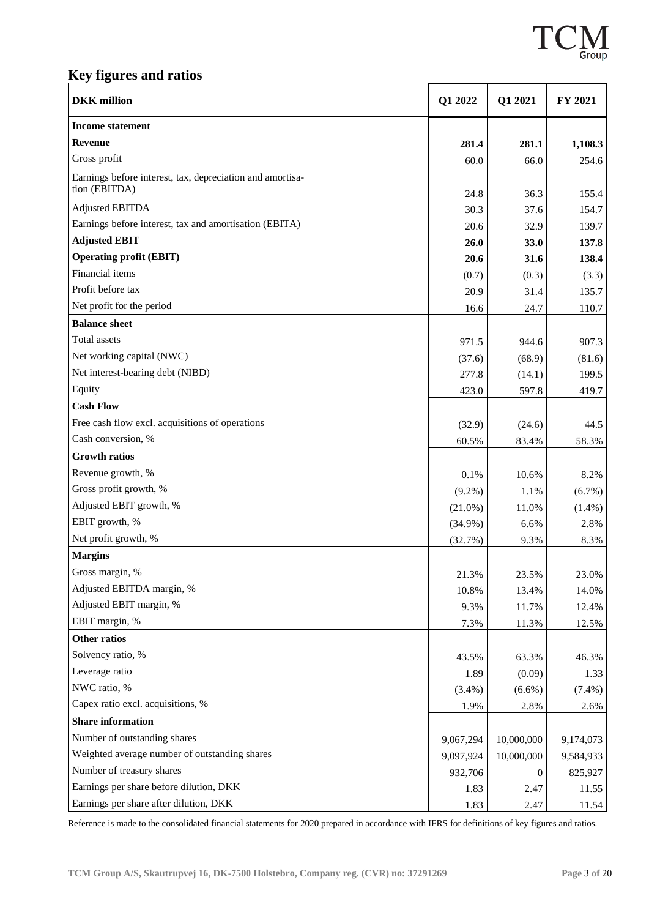## Key figures and ratios

| DKK million | Q1 2022 | Q1 2021 | FY 2021 |
|---|---|---|---|
| **Income statement** | | | |
| **Revenue** | **281.4** | **281.1** | **1,108.3** |
| Gross profit | 60.0 | 66.0 | 254.6 |
| Earnings before interest, tax, depreciation and amortisation (EBITDA) | 24.8 | 36.3 | 155.4 |
| Adjusted EBITDA | 30.3 | 37.6 | 154.7 |
| Earnings before interest, tax and amortisation (EBITA) | 20.6 | 32.9 | 139.7 |
| **Adjusted EBIT** | **26.0** | **33.0** | **137.8** |
| **Operating profit (EBIT)** | **20.6** | **31.6** | **138.4** |
| Financial items | (0.7) | (0.3) | (3.3) |
| Profit before tax | 20.9 | 31.4 | 135.7 |
| Net profit for the period | 16.6 | 24.7 | 110.7 |
| **Balance sheet** | | | |
| Total assets | 971.5 | 944.6 | 907.3 |
| Net working capital (NWC) | (37.6) | (68.9) | (81.6) |
| Net interest-bearing debt (NIBD) | 277.8 | (14.1) | 199.5 |
| Equity | 423.0 | 597.8 | 419.7 |
| **Cash Flow** | | | |
| Free cash flow excl. acquisitions of operations | (32.9) | (24.6) | 44.5 |
| Cash conversion, % | 60.5% | 83.4% | 58.3% |
| **Growth ratios** | | | |
| Revenue growth, % | 0.1% | 10.6% | 8.2% |
| Gross profit growth, % | (9.2%) | 1.1% | (6.7%) |
| Adjusted EBIT growth, % | (21.0%) | 11.0% | (1.4%) |
| EBIT growth, % | (34.9%) | 6.6% | 2.8% |
| Net profit growth, % | (32.7%) | 9.3% | 8.3% |
| **Margins** | | | |
| Gross margin, % | 21.3% | 23.5% | 23.0% |
| Adjusted EBITDA margin, % | 10.8% | 13.4% | 14.0% |
| Adjusted EBIT margin, % | 9.3% | 11.7% | 12.4% |
| EBIT margin, % | 7.3% | 11.3% | 12.5% |
| **Other ratios** | | | |
| Solvency ratio, % | 43.5% | 63.3% | 46.3% |
| Leverage ratio | 1.89 | (0.09) | 1.33 |
| NWC ratio, % | (3.4%) | (6.6%) | (7.4%) |
| Capex ratio excl. acquisitions, % | 1.9% | 2.8% | 2.6% |
| **Share information** | | | |
| Number of outstanding shares | 9,067,294 | 10,000,000 | 9,174,073 |
| Weighted average number of outstanding shares | 9,097,924 | 10,000,000 | 9,584,933 |
| Number of treasury shares | 932,706 | 0 | 825,927 |
| Earnings per share before dilution, DKK | 1.83 | 2.47 | 11.55 |
| Earnings per share after dilution, DKK | 1.83 | 2.47 | 11.54 |

Reference is made to the consolidated financial statements for 2020 prepared in accordance with IFRS for definitions of key figures and ratios.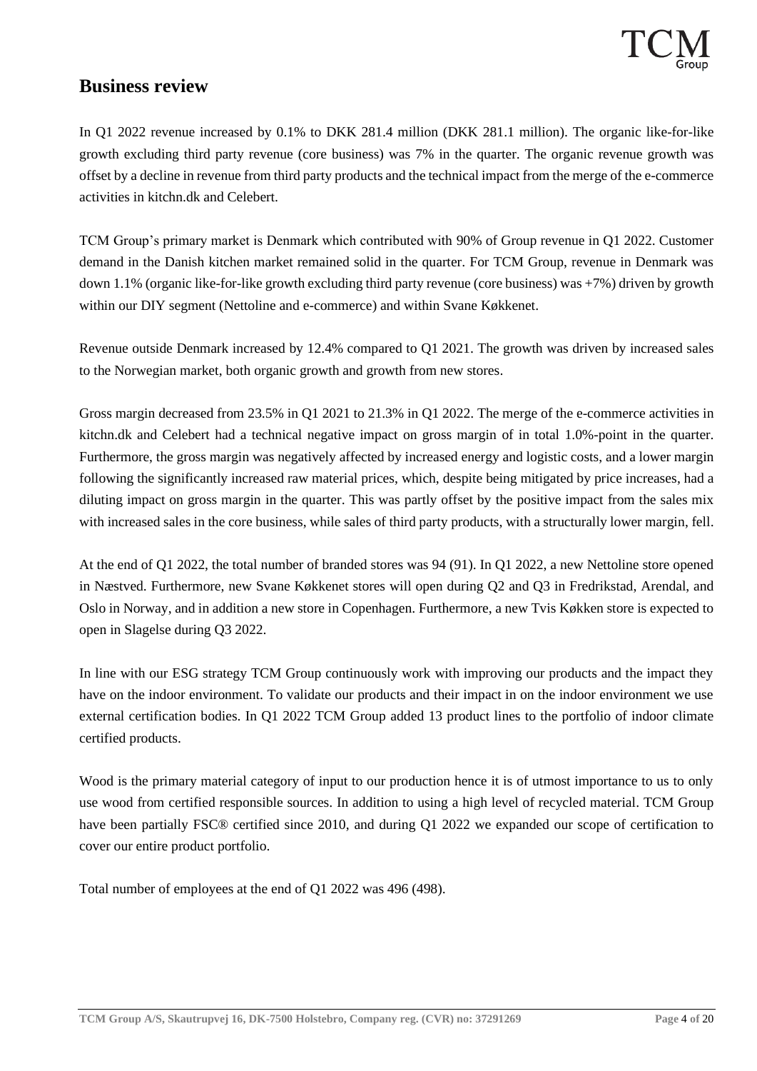## Business review

In Q1 2022 revenue increased by 0.1% to DKK 281.4 million (DKK 281.1 million). The organic like-for-like growth excluding third party revenue (core business) was 7% in the quarter. The organic revenue growth was offset by a decline in revenue from third party products and the technical impact from the merge of the e-commerce activities in kitchn.dk and Celebert.

TCM Group's primary market is Denmark which contributed with 90% of Group revenue in Q1 2022. Customer demand in the Danish kitchen market remained solid in the quarter. For TCM Group, revenue in Denmark was down 1.1% (organic like-for-like growth excluding third party revenue (core business) was +7%) driven by growth within our DIY segment (Nettoline and e-commerce) and within Svane Køkkenet.

Revenue outside Denmark increased by 12.4% compared to Q1 2021. The growth was driven by increased sales to the Norwegian market, both organic growth and growth from new stores.

Gross margin decreased from 23.5% in Q1 2021 to 21.3% in Q1 2022. The merge of the e-commerce activities in kitchn.dk and Celebert had a technical negative impact on gross margin of in total 1.0%-point in the quarter. Furthermore, the gross margin was negatively affected by increased energy and logistic costs, and a lower margin following the significantly increased raw material prices, which, despite being mitigated by price increases, had a diluting impact on gross margin in the quarter. This was partly offset by the positive impact from the sales mix with increased sales in the core business, while sales of third party products, with a structurally lower margin, fell.

At the end of Q1 2022, the total number of branded stores was 94 (91). In Q1 2022, a new Nettoline store opened in Næstved. Furthermore, new Svane Køkkenet stores will open during Q2 and Q3 in Fredrikstad, Arendal, and Oslo in Norway, and in addition a new store in Copenhagen. Furthermore, a new Tvis Køkken store is expected to open in Slagelse during Q3 2022.

In line with our ESG strategy TCM Group continuously work with improving our products and the impact they have on the indoor environment. To validate our products and their impact in on the indoor environment we use external certification bodies. In Q1 2022 TCM Group added 13 product lines to the portfolio of indoor climate certified products.

Wood is the primary material category of input to our production hence it is of utmost importance to us to only use wood from certified responsible sources. In addition to using a high level of recycled material. TCM Group have been partially FSC® certified since 2010, and during Q1 2022 we expanded our scope of certification to cover our entire product portfolio.

Total number of employees at the end of Q1 2022 was 496 (498).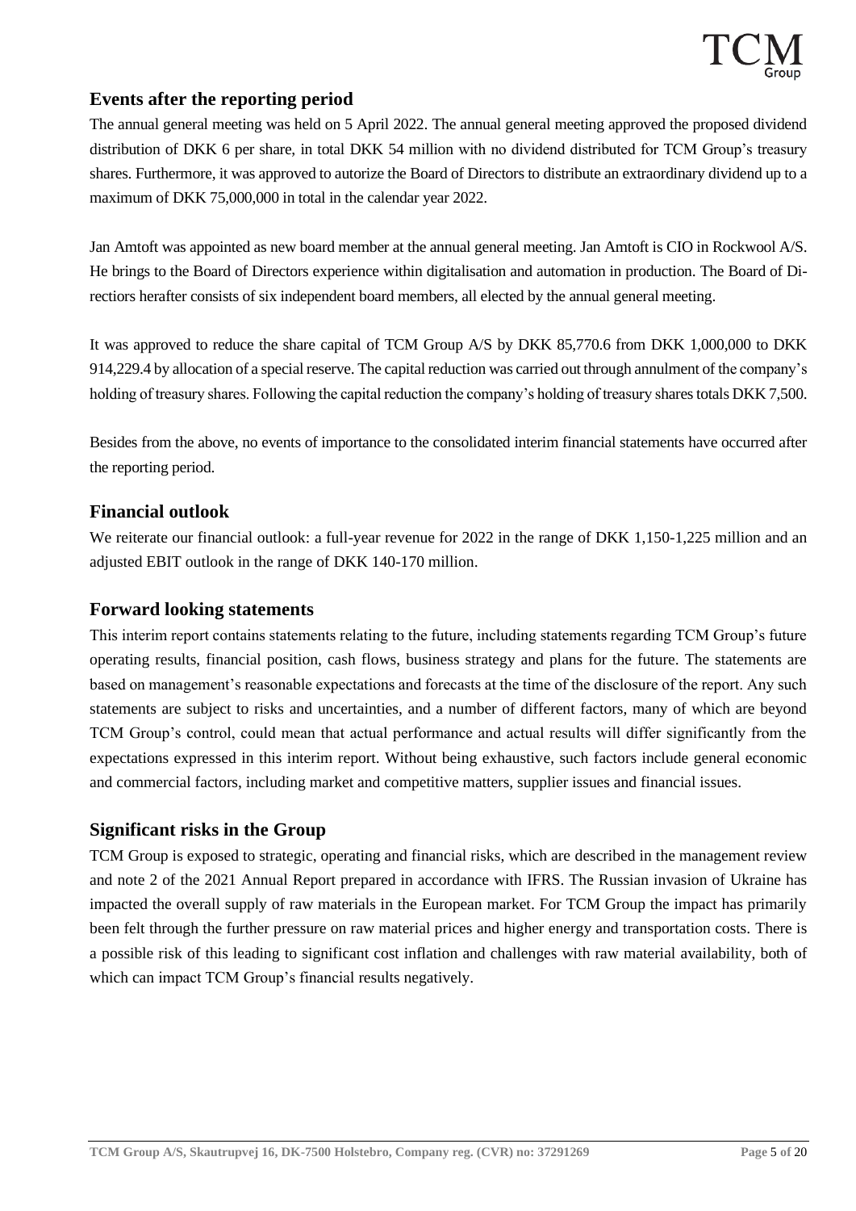## Events after the reporting period

The annual general meeting was held on 5 April 2022. The annual general meeting approved the proposed dividend distribution of DKK 6 per share, in total DKK 54 million with no dividend distributed for TCM Group's treasury shares. Furthermore, it was approved to autorize the Board of Directors to distribute an extraordinary dividend up to a maximum of DKK 75,000,000 in total in the calendar year 2022.

Jan Amtoft was appointed as new board member at the annual general meeting. Jan Amtoft is CIO in Rockwool A/S. He brings to the Board of Directors experience within digitalisation and automation in production. The Board of Directiors herafter consists of six independent board members, all elected by the annual general meeting.

It was approved to reduce the share capital of TCM Group A/S by DKK 85,770.6 from DKK 1,000,000 to DKK 914,229.4 by allocation of a special reserve. The capital reduction was carried out through annulment of the company's holding of treasury shares. Following the capital reduction the company's holding of treasury shares totals DKK 7,500.

Besides from the above, no events of importance to the consolidated interim financial statements have occurred after the reporting period.

## Financial outlook

We reiterate our financial outlook: a full-year revenue for 2022 in the range of DKK 1,150-1,225 million and an adjusted EBIT outlook in the range of DKK 140-170 million.

## Forward looking statements

This interim report contains statements relating to the future, including statements regarding TCM Group's future operating results, financial position, cash flows, business strategy and plans for the future. The statements are based on management's reasonable expectations and forecasts at the time of the disclosure of the report. Any such statements are subject to risks and uncertainties, and a number of different factors, many of which are beyond TCM Group's control, could mean that actual performance and actual results will differ significantly from the expectations expressed in this interim report. Without being exhaustive, such factors include general economic and commercial factors, including market and competitive matters, supplier issues and financial issues.

## Significant risks in the Group

TCM Group is exposed to strategic, operating and financial risks, which are described in the management review and note 2 of the 2021 Annual Report prepared in accordance with IFRS. The Russian invasion of Ukraine has impacted the overall supply of raw materials in the European market. For TCM Group the impact has primarily been felt through the further pressure on raw material prices and higher energy and transportation costs. There is a possible risk of this leading to significant cost inflation and challenges with raw material availability, both of which can impact TCM Group's financial results negatively.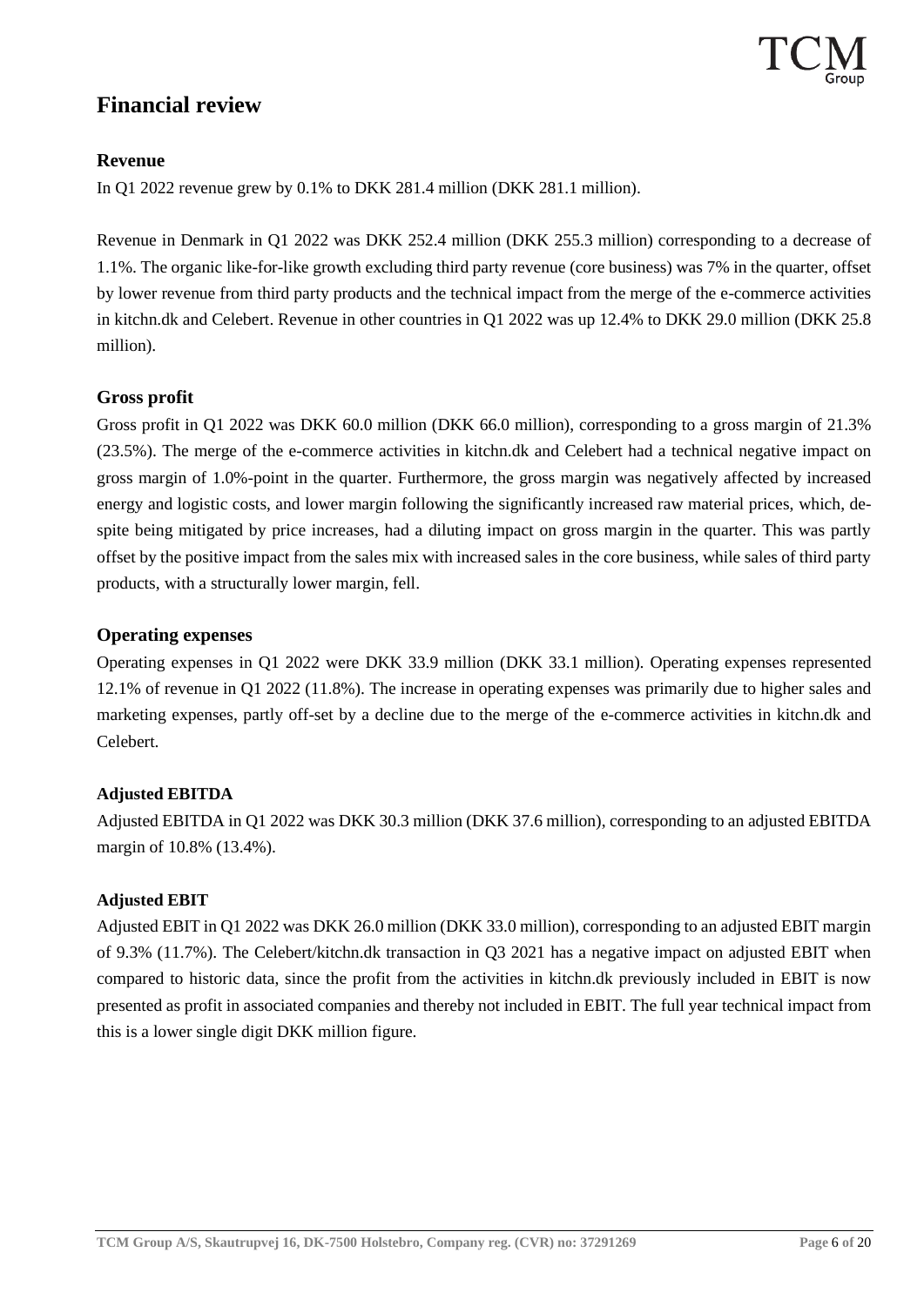# Financial review

## Revenue

In Q1 2022 revenue grew by 0.1% to DKK 281.4 million (DKK 281.1 million).

Revenue in Denmark in Q1 2022 was DKK 252.4 million (DKK 255.3 million) corresponding to a decrease of 1.1%. The organic like-for-like growth excluding third party revenue (core business) was 7% in the quarter, offset by lower revenue from third party products and the technical impact from the merge of the e-commerce activities in kitchn.dk and Celebert. Revenue in other countries in Q1 2022 was up 12.4% to DKK 29.0 million (DKK 25.8 million).

## Gross profit

Gross profit in Q1 2022 was DKK 60.0 million (DKK 66.0 million), corresponding to a gross margin of 21.3% (23.5%). The merge of the e-commerce activities in kitchn.dk and Celebert had a technical negative impact on gross margin of 1.0%-point in the quarter. Furthermore, the gross margin was negatively affected by increased energy and logistic costs, and lower margin following the significantly increased raw material prices, which, despite being mitigated by price increases, had a diluting impact on gross margin in the quarter. This was partly offset by the positive impact from the sales mix with increased sales in the core business, while sales of third party products, with a structurally lower margin, fell.

## Operating expenses

Operating expenses in Q1 2022 were DKK 33.9 million (DKK 33.1 million). Operating expenses represented 12.1% of revenue in Q1 2022 (11.8%). The increase in operating expenses was primarily due to higher sales and marketing expenses, partly off-set by a decline due to the merge of the e-commerce activities in kitchn.dk and Celebert.

### Adjusted EBITDA

Adjusted EBITDA in Q1 2022 was DKK 30.3 million (DKK 37.6 million), corresponding to an adjusted EBITDA margin of 10.8% (13.4%).

### Adjusted EBIT

Adjusted EBIT in Q1 2022 was DKK 26.0 million (DKK 33.0 million), corresponding to an adjusted EBIT margin of 9.3% (11.7%). The Celebert/kitchn.dk transaction in Q3 2021 has a negative impact on adjusted EBIT when compared to historic data, since the profit from the activities in kitchn.dk previously included in EBIT is now presented as profit in associated companies and thereby not included in EBIT. The full year technical impact from this is a lower single digit DKK million figure.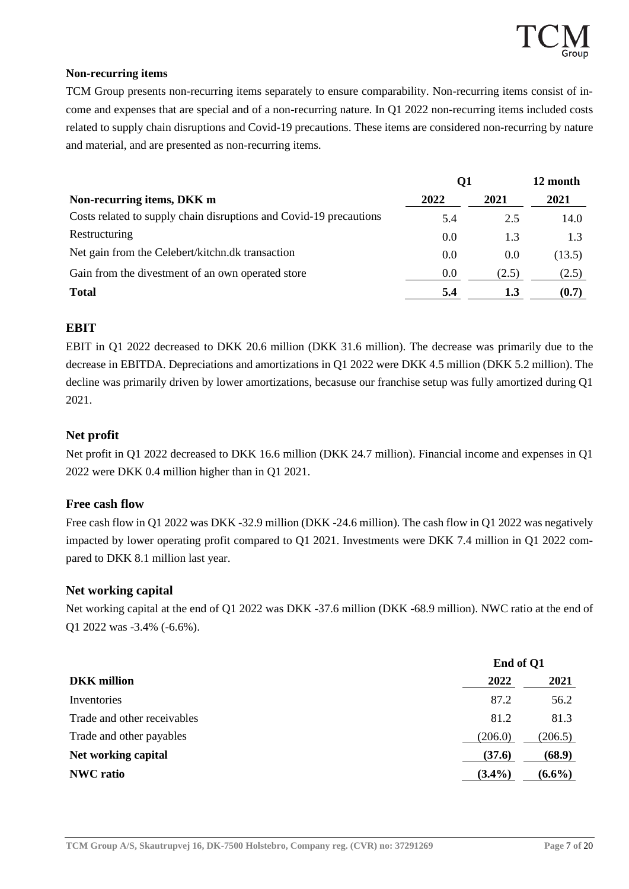**Non-recurring items**

TCM Group presents non-recurring items separately to ensure comparability. Non-recurring items consist of income and expenses that are special and of a non-recurring nature. In Q1 2022 non-recurring items included costs related to supply chain disruptions and Covid-19 precautions. These items are considered non-recurring by nature and material, and are presented as non-recurring items.

| | Q1 | | 12 month |
|---|---|---|---|
| **Non-recurring items, DKK m** | **2022** | **2021** | **2021** |
| Costs related to supply chain disruptions and Covid-19 precautions | 5.4 | 2.5 | 14.0 |
| Restructuring | 0.0 | 1.3 | 1.3 |
| Net gain from the Celebert/kitchn.dk transaction | 0.0 | 0.0 | (13.5) |
| Gain from the divestment of an own operated store | 0.0 | (2.5) | (2.5) |
| **Total** | **5.4** | **1.3** | **(0.7)** |

## EBIT

EBIT in Q1 2022 decreased to DKK 20.6 million (DKK 31.6 million). The decrease was primarily due to the decrease in EBITDA. Depreciations and amortizations in Q1 2022 were DKK 4.5 million (DKK 5.2 million). The decline was primarily driven by lower amortizations, becasuse our franchise setup was fully amortized during Q1 2021.

## Net profit

Net profit in Q1 2022 decreased to DKK 16.6 million (DKK 24.7 million). Financial income and expenses in Q1 2022 were DKK 0.4 million higher than in Q1 2021.

## Free cash flow

Free cash flow in Q1 2022 was DKK -32.9 million (DKK -24.6 million). The cash flow in Q1 2022 was negatively impacted by lower operating profit compared to Q1 2021. Investments were DKK 7.4 million in Q1 2022 compared to DKK 8.1 million last year.

## Net working capital

Net working capital at the end of Q1 2022 was DKK -37.6 million (DKK -68.9 million). NWC ratio at the end of Q1 2022 was -3.4% (-6.6%).

| | End of Q1 | |
|---|---|---|
| **DKK million** | **2022** | **2021** |
| Inventories | 87.2 | 56.2 |
| Trade and other receivables | 81.2 | 81.3 |
| Trade and other payables | (206.0) | (206.5) |
| **Net working capital** | **(37.6)** | **(68.9)** |
| **NWC ratio** | **(3.4%)** | **(6.6%)** |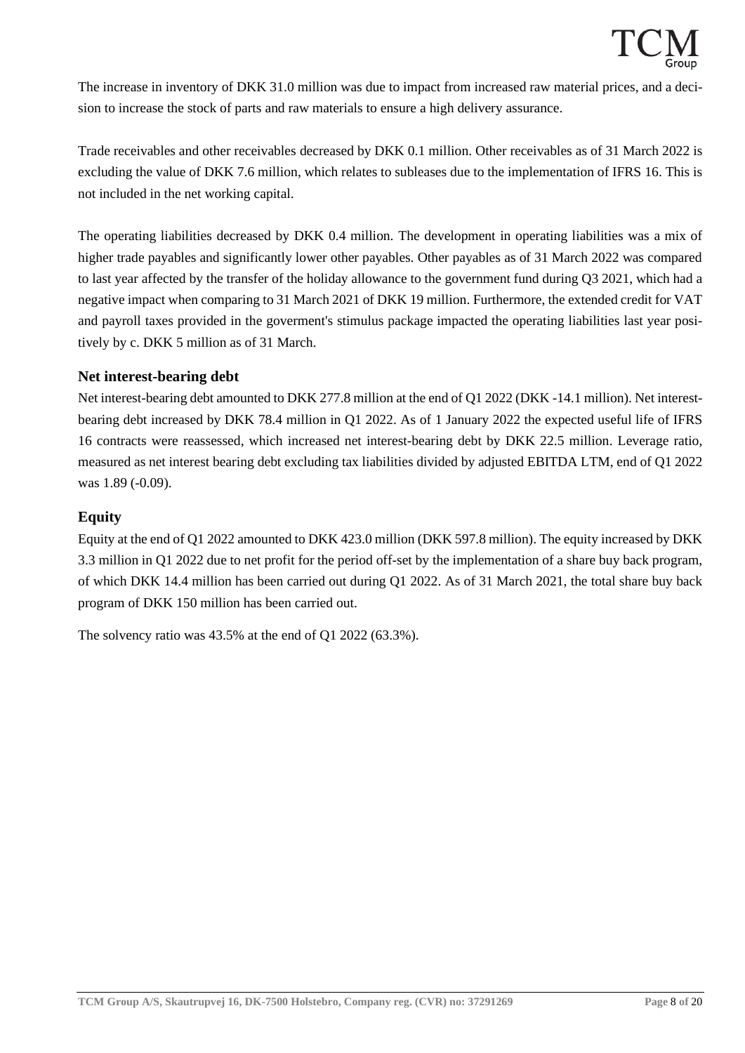The increase in inventory of DKK 31.0 million was due to impact from increased raw material prices, and a decision to increase the stock of parts and raw materials to ensure a high delivery assurance.

Trade receivables and other receivables decreased by DKK 0.1 million. Other receivables as of 31 March 2022 is excluding the value of DKK 7.6 million, which relates to subleases due to the implementation of IFRS 16. This is not included in the net working capital.

The operating liabilities decreased by DKK 0.4 million. The development in operating liabilities was a mix of higher trade payables and significantly lower other payables. Other payables as of 31 March 2022 was compared to last year affected by the transfer of the holiday allowance to the government fund during Q3 2021, which had a negative impact when comparing to 31 March 2021 of DKK 19 million. Furthermore, the extended credit for VAT and payroll taxes provided in the goverment's stimulus package impacted the operating liabilities last year positively by c. DKK 5 million as of 31 March.

## Net interest-bearing debt

Net interest-bearing debt amounted to DKK 277.8 million at the end of Q1 2022 (DKK -14.1 million). Net interest-bearing debt increased by DKK 78.4 million in Q1 2022. As of 1 January 2022 the expected useful life of IFRS 16 contracts were reassessed, which increased net interest-bearing debt by DKK 22.5 million. Leverage ratio, measured as net interest bearing debt excluding tax liabilities divided by adjusted EBITDA LTM, end of Q1 2022 was 1.89 (-0.09).

## Equity

Equity at the end of Q1 2022 amounted to DKK 423.0 million (DKK 597.8 million). The equity increased by DKK 3.3 million in Q1 2022 due to net profit for the period off-set by the implementation of a share buy back program, of which DKK 14.4 million has been carried out during Q1 2022. As of 31 March 2021, the total share buy back program of DKK 150 million has been carried out.

The solvency ratio was 43.5% at the end of Q1 2022 (63.3%).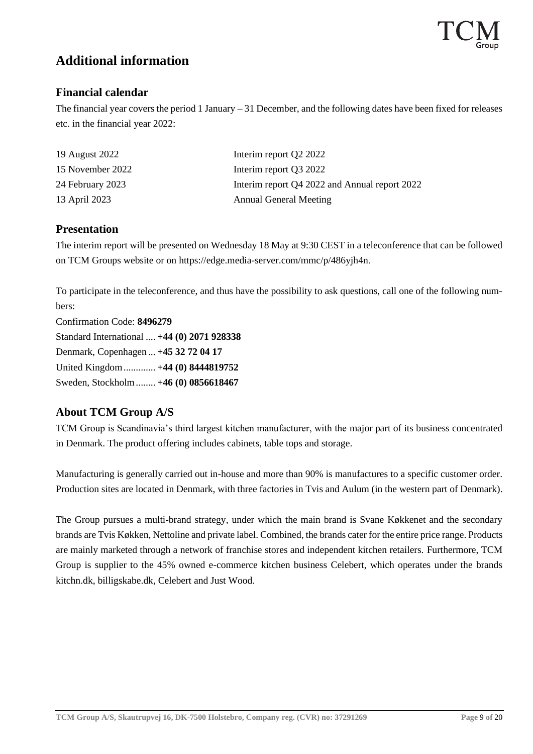# Additional information

## Financial calendar

The financial year covers the period 1 January – 31 December, and the following dates have been fixed for releases etc. in the financial year 2022:

| | |
|---|---|
| 19 August 2022 | Interim report Q2 2022 |
| 15 November 2022 | Interim report Q3 2022 |
| 24 February 2023 | Interim report Q4 2022 and Annual report 2022 |
| 13 April 2023 | Annual General Meeting |

## Presentation

The interim report will be presented on Wednesday 18 May at 9:30 CEST in a teleconference that can be followed on TCM Groups website or on https://edge.media-server.com/mmc/p/486yjh4n.

To participate in the teleconference, and thus have the possibility to ask questions, call one of the following numbers:

Confirmation Code: **8496279**
Standard International .... **+44 (0) 2071 928338**
Denmark, Copenhagen ... **+45 32 72 04 17**
United Kingdom ............. **+44 (0) 8444819752**
Sweden, Stockholm ........ **+46 (0) 0856618467**

## About TCM Group A/S

TCM Group is Scandinavia's third largest kitchen manufacturer, with the major part of its business concentrated in Denmark. The product offering includes cabinets, table tops and storage.

Manufacturing is generally carried out in-house and more than 90% is manufactures to a specific customer order. Production sites are located in Denmark, with three factories in Tvis and Aulum (in the western part of Denmark).

The Group pursues a multi-brand strategy, under which the main brand is Svane Køkkenet and the secondary brands are Tvis Køkken, Nettoline and private label. Combined, the brands cater for the entire price range. Products are mainly marketed through a network of franchise stores and independent kitchen retailers. Furthermore, TCM Group is supplier to the 45% owned e-commerce kitchen business Celebert, which operates under the brands kitchn.dk, billigskabe.dk, Celebert and Just Wood.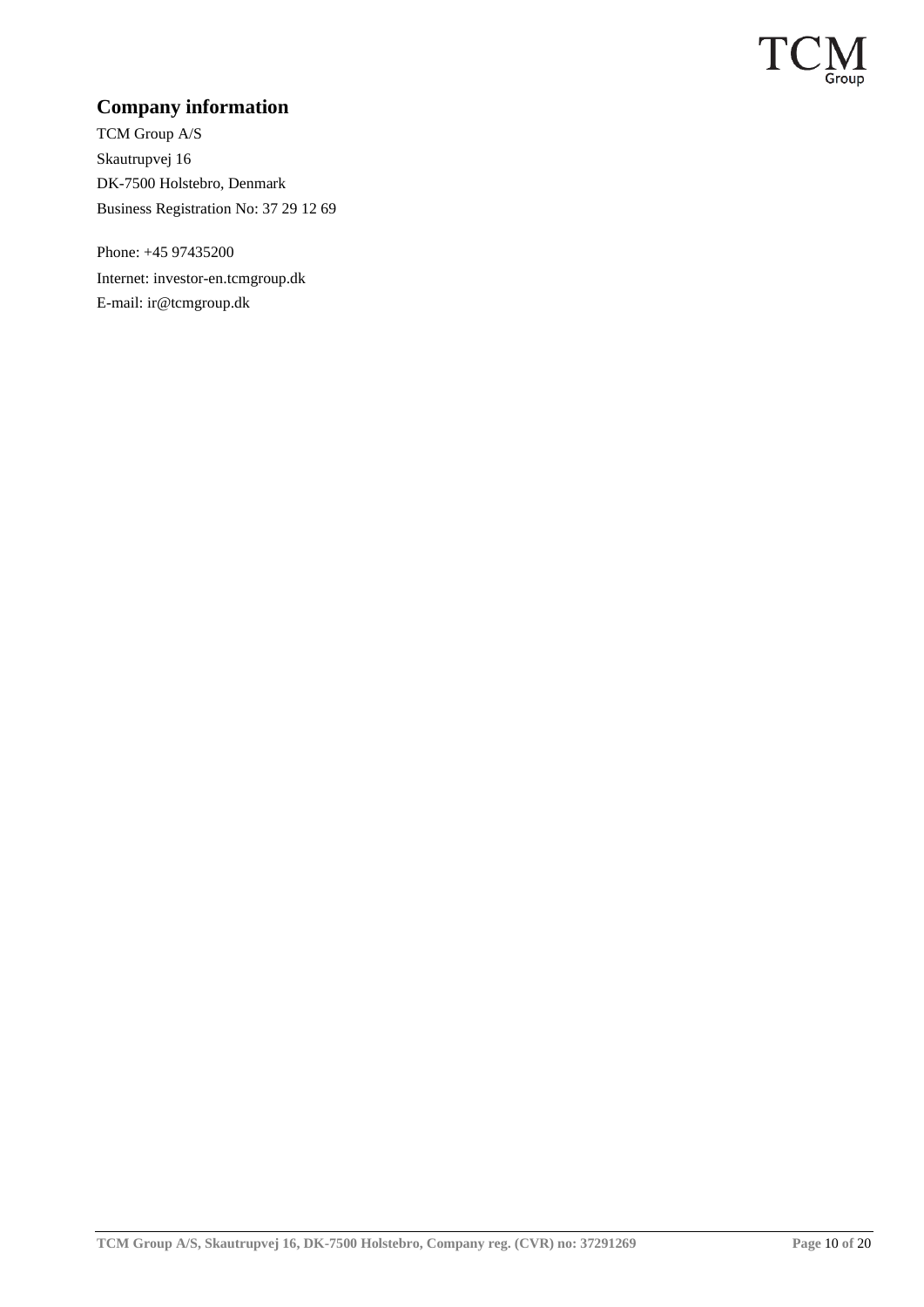## Company information

TCM Group A/S
Skautrupvej 16
DK-7500 Holstebro, Denmark
Business Registration No: 37 29 12 69

Phone: +45 97435200
Internet: investor-en.tcmgroup.dk
E-mail: ir@tcmgroup.dk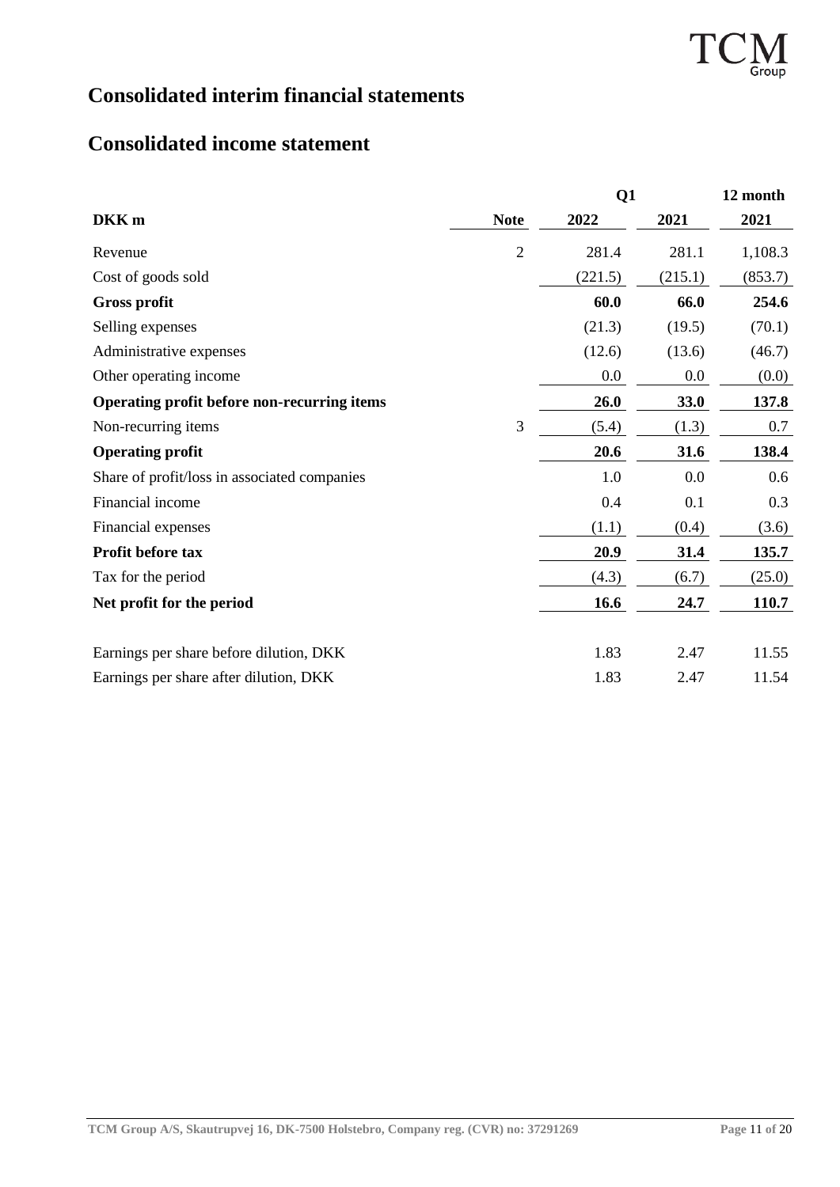# Consolidated interim financial statements

# Consolidated income statement

| DKK m | Note | Q1 2022 | Q1 2021 | 12 month 2021 |
|---|---|---|---|---|
| Revenue | 2 | 281.4 | 281.1 | 1,108.3 |
| Cost of goods sold | | (221.5) | (215.1) | (853.7) |
| **Gross profit** | | **60.0** | **66.0** | **254.6** |
| Selling expenses | | (21.3) | (19.5) | (70.1) |
| Administrative expenses | | (12.6) | (13.6) | (46.7) |
| Other operating income | | 0.0 | 0.0 | (0.0) |
| **Operating profit before non-recurring items** | | **26.0** | **33.0** | **137.8** |
| Non-recurring items | 3 | (5.4) | (1.3) | 0.7 |
| **Operating profit** | | **20.6** | **31.6** | **138.4** |
| Share of profit/loss in associated companies | | 1.0 | 0.0 | 0.6 |
| Financial income | | 0.4 | 0.1 | 0.3 |
| Financial expenses | | (1.1) | (0.4) | (3.6) |
| **Profit before tax** | | **20.9** | **31.4** | **135.7** |
| Tax for the period | | (4.3) | (6.7) | (25.0) |
| **Net profit for the period** | | **16.6** | **24.7** | **110.7** |
| | | | | |
| Earnings per share before dilution, DKK | | 1.83 | 2.47 | 11.55 |
| Earnings per share after dilution, DKK | | 1.83 | 2.47 | 11.54 |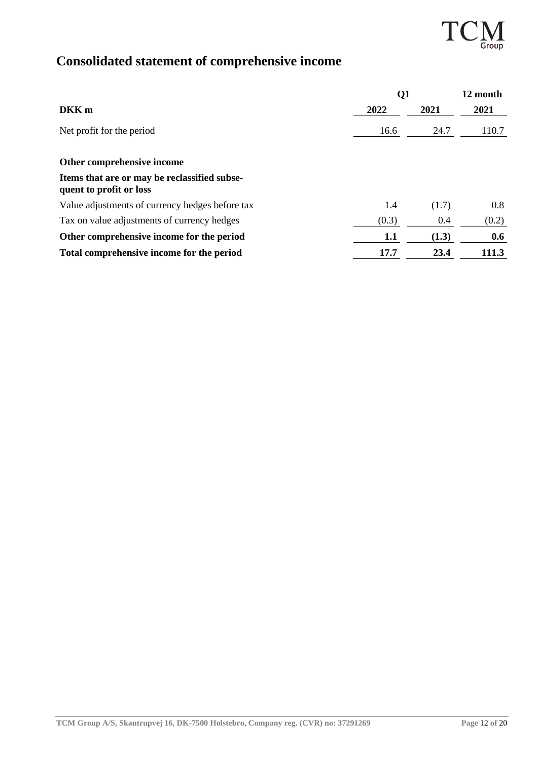# Consolidated statement of comprehensive income

| DKK m | Q1 2022 | Q1 2021 | 12 month 2021 |
|---|---|---|---|
| Net profit for the period | 16.6 | 24.7 | 110.7 |
| | | | |
| **Other comprehensive income** | | | |
| **Items that are or may be reclassified subsequent to profit or loss** | | | |
| Value adjustments of currency hedges before tax | 1.4 | (1.7) | 0.8 |
| Tax on value adjustments of currency hedges | (0.3) | 0.4 | (0.2) |
| **Other comprehensive income for the period** | **1.1** | **(1.3)** | **0.6** |
| **Total comprehensive income for the period** | **17.7** | **23.4** | **111.3** |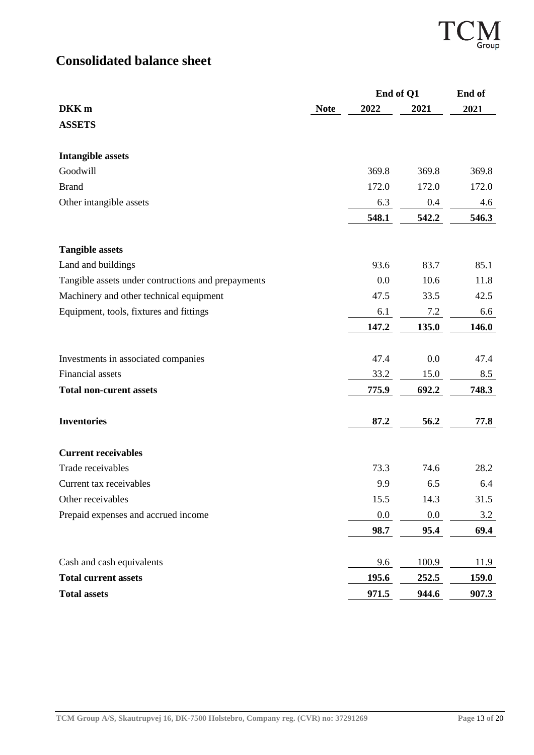# Consolidated balance sheet

| DKK m | Note | End of Q1 2022 | End of Q1 2021 | End of 2021 |
|---|---|---|---|---|
| **ASSETS** | | | | |
| | | | | |
| **Intangible assets** | | | | |
| Goodwill | | 369.8 | 369.8 | 369.8 |
| Brand | | 172.0 | 172.0 | 172.0 |
| Other intangible assets | | 6.3 | 0.4 | 4.6 |
| | | **548.1** | **542.2** | **546.3** |
| | | | | |
| **Tangible assets** | | | | |
| Land and buildings | | 93.6 | 83.7 | 85.1 |
| Tangible assets under contructions and prepayments | | 0.0 | 10.6 | 11.8 |
| Machinery and other technical equipment | | 47.5 | 33.5 | 42.5 |
| Equipment, tools, fixtures and fittings | | 6.1 | 7.2 | 6.6 |
| | | **147.2** | **135.0** | **146.0** |
| | | | | |
| Investments in associated companies | | 47.4 | 0.0 | 47.4 |
| Financial assets | | 33.2 | 15.0 | 8.5 |
| **Total non-curent assets** | | **775.9** | **692.2** | **748.3** |
| | | | | |
| **Inventories** | | **87.2** | **56.2** | **77.8** |
| | | | | |
| **Current receivables** | | | | |
| Trade receivables | | 73.3 | 74.6 | 28.2 |
| Current tax receivables | | 9.9 | 6.5 | 6.4 |
| Other receivables | | 15.5 | 14.3 | 31.5 |
| Prepaid expenses and accrued income | | 0.0 | 0.0 | 3.2 |
| | | **98.7** | **95.4** | **69.4** |
| | | | | |
| Cash and cash equivalents | | 9.6 | 100.9 | 11.9 |
| **Total current assets** | | **195.6** | **252.5** | **159.0** |
| **Total assets** | | **971.5** | **944.6** | **907.3** |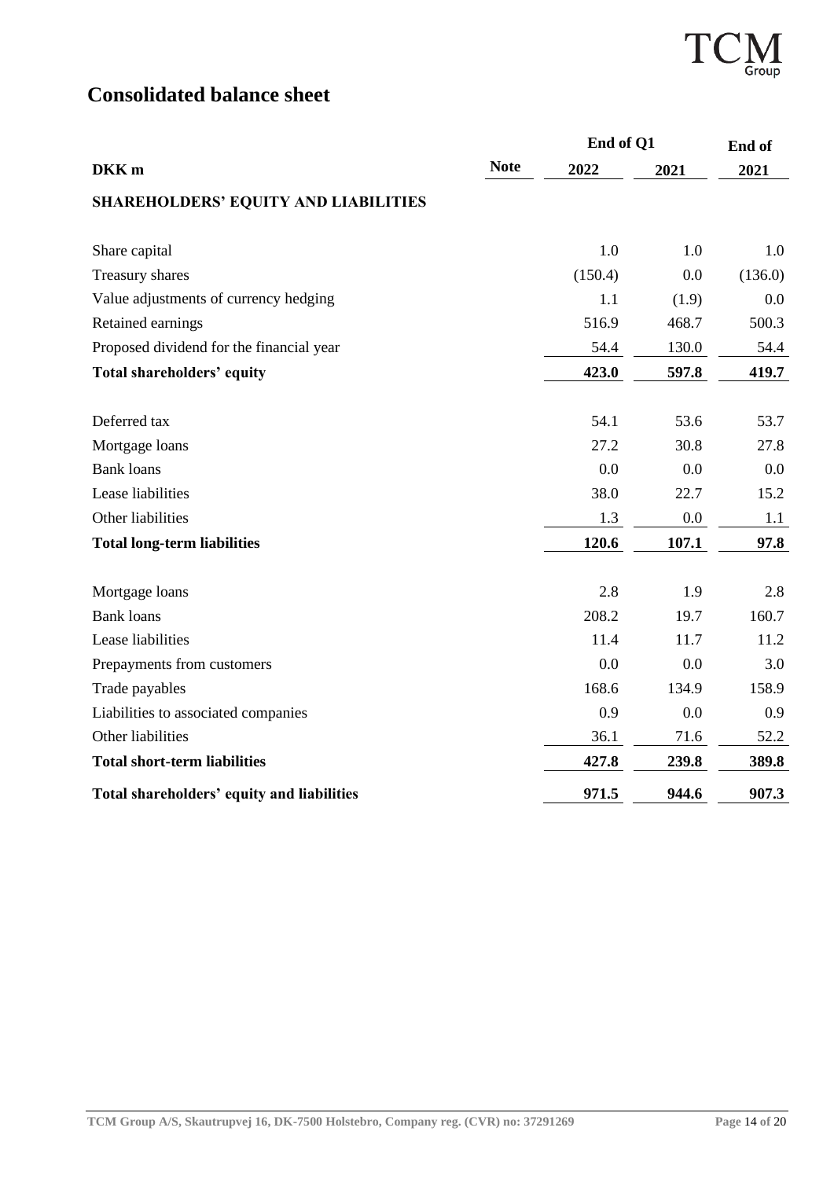# Consolidated balance sheet

| DKK m | Note | End of Q1 2022 | End of Q1 2021 | End of 2021 |
|---|---|---|---|---|
| **SHAREHOLDERS' EQUITY AND LIABILITIES** | | | | |
| Share capital | | 1.0 | 1.0 | 1.0 |
| Treasury shares | | (150.4) | 0.0 | (136.0) |
| Value adjustments of currency hedging | | 1.1 | (1.9) | 0.0 |
| Retained earnings | | 516.9 | 468.7 | 500.3 |
| Proposed dividend for the financial year | | 54.4 | 130.0 | 54.4 |
| **Total shareholders' equity** | | **423.0** | **597.8** | **419.7** |
| Deferred tax | | 54.1 | 53.6 | 53.7 |
| Mortgage loans | | 27.2 | 30.8 | 27.8 |
| Bank loans | | 0.0 | 0.0 | 0.0 |
| Lease liabilities | | 38.0 | 22.7 | 15.2 |
| Other liabilities | | 1.3 | 0.0 | 1.1 |
| **Total long-term liabilities** | | **120.6** | **107.1** | **97.8** |
| Mortgage loans | | 2.8 | 1.9 | 2.8 |
| Bank loans | | 208.2 | 19.7 | 160.7 |
| Lease liabilities | | 11.4 | 11.7 | 11.2 |
| Prepayments from customers | | 0.0 | 0.0 | 3.0 |
| Trade payables | | 168.6 | 134.9 | 158.9 |
| Liabilities to associated companies | | 0.9 | 0.0 | 0.9 |
| Other liabilities | | 36.1 | 71.6 | 52.2 |
| **Total short-term liabilities** | | **427.8** | **239.8** | **389.8** |
| **Total shareholders' equity and liabilities** | | **971.5** | **944.6** | **907.3** |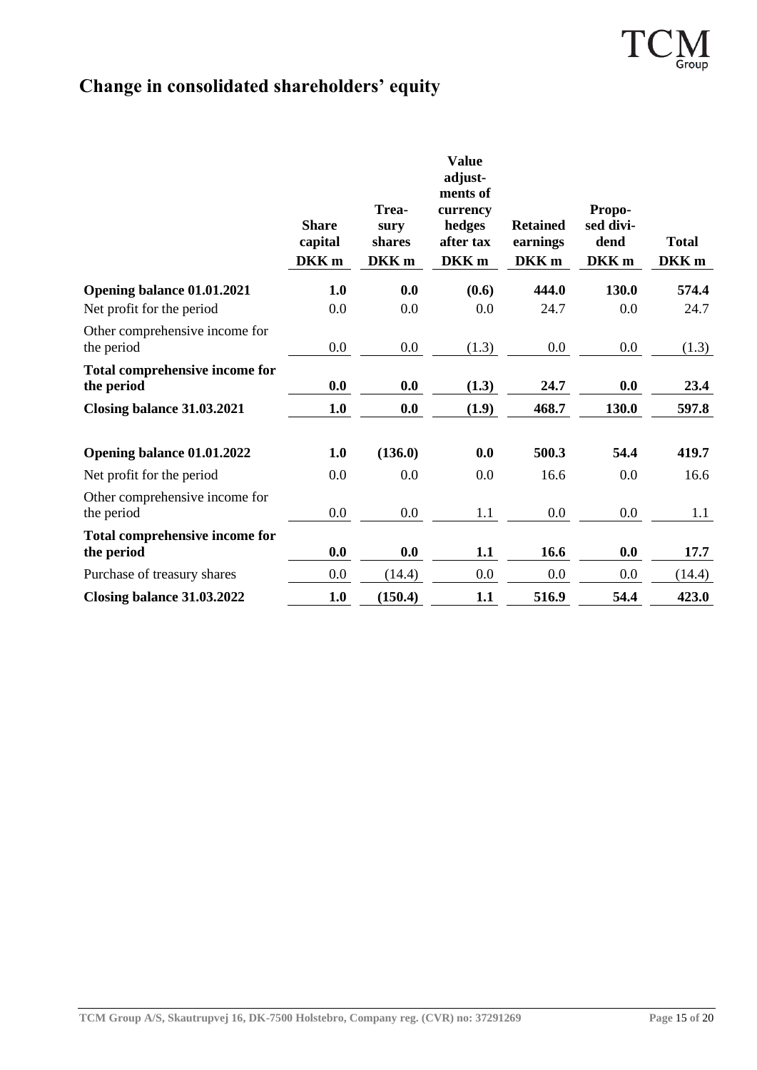# Change in consolidated shareholders' equity

| | Share capital DKK m | Treasury shares DKK m | Value adjustments of currency hedges after tax DKK m | Retained earnings DKK m | Proposed dividend DKK m | Total DKK m |
|---|---|---|---|---|---|---|
| **Opening balance 01.01.2021** | **1.0** | **0.0** | **(0.6)** | **444.0** | **130.0** | **574.4** |
| Net profit for the period | 0.0 | 0.0 | 0.0 | 24.7 | 0.0 | 24.7 |
| Other comprehensive income for the period | 0.0 | 0.0 | (1.3) | 0.0 | 0.0 | (1.3) |
| **Total comprehensive income for the period** | **0.0** | **0.0** | **(1.3)** | **24.7** | **0.0** | **23.4** |
| **Closing balance 31.03.2021** | **1.0** | **0.0** | **(1.9)** | **468.7** | **130.0** | **597.8** |
| | | | | | | |
| **Opening balance 01.01.2022** | **1.0** | **(136.0)** | **0.0** | **500.3** | **54.4** | **419.7** |
| Net profit for the period | 0.0 | 0.0 | 0.0 | 16.6 | 0.0 | 16.6 |
| Other comprehensive income for the period | 0.0 | 0.0 | 1.1 | 0.0 | 0.0 | 1.1 |
| **Total comprehensive income for the period** | **0.0** | **0.0** | **1.1** | **16.6** | **0.0** | **17.7** |
| Purchase of treasury shares | 0.0 | (14.4) | 0.0 | 0.0 | 0.0 | (14.4) |
| **Closing balance 31.03.2022** | **1.0** | **(150.4)** | **1.1** | **516.9** | **54.4** | **423.0** |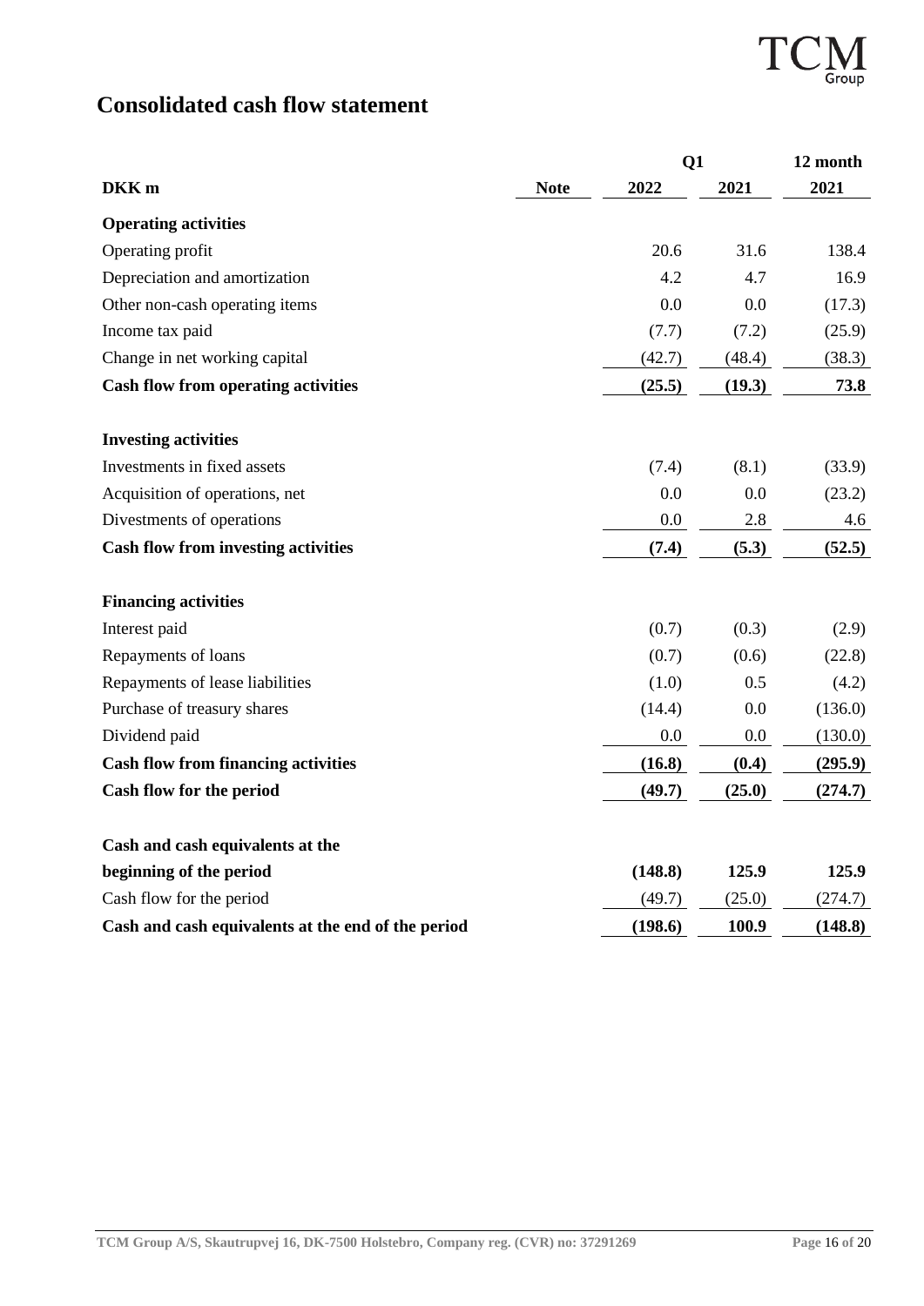# Consolidated cash flow statement

| DKK m | Note | Q1 2022 | Q1 2021 | 12 month 2021 |
|---|---|---|---|---|
| **Operating activities** | | | | |
| Operating profit | | 20.6 | 31.6 | 138.4 |
| Depreciation and amortization | | 4.2 | 4.7 | 16.9 |
| Other non-cash operating items | | 0.0 | 0.0 | (17.3) |
| Income tax paid | | (7.7) | (7.2) | (25.9) |
| Change in net working capital | | (42.7) | (48.4) | (38.3) |
| **Cash flow from operating activities** | | **(25.5)** | **(19.3)** | **73.8** |
| | | | | |
| **Investing activities** | | | | |
| Investments in fixed assets | | (7.4) | (8.1) | (33.9) |
| Acquisition of operations, net | | 0.0 | 0.0 | (23.2) |
| Divestments of operations | | 0.0 | 2.8 | 4.6 |
| **Cash flow from investing activities** | | **(7.4)** | **(5.3)** | **(52.5)** |
| | | | | |
| **Financing activities** | | | | |
| Interest paid | | (0.7) | (0.3) | (2.9) |
| Repayments of loans | | (0.7) | (0.6) | (22.8) |
| Repayments of lease liabilities | | (1.0) | 0.5 | (4.2) |
| Purchase of treasury shares | | (14.4) | 0.0 | (136.0) |
| Dividend paid | | 0.0 | 0.0 | (130.0) |
| **Cash flow from financing activities** | | **(16.8)** | **(0.4)** | **(295.9)** |
| **Cash flow for the period** | | **(49.7)** | **(25.0)** | **(274.7)** |
| | | | | |
| **Cash and cash equivalents at the beginning of the period** | | **(148.8)** | **125.9** | **125.9** |
| Cash flow for the period | | (49.7) | (25.0) | (274.7) |
| **Cash and cash equivalents at the end of the period** | | **(198.6)** | **100.9** | **(148.8)** |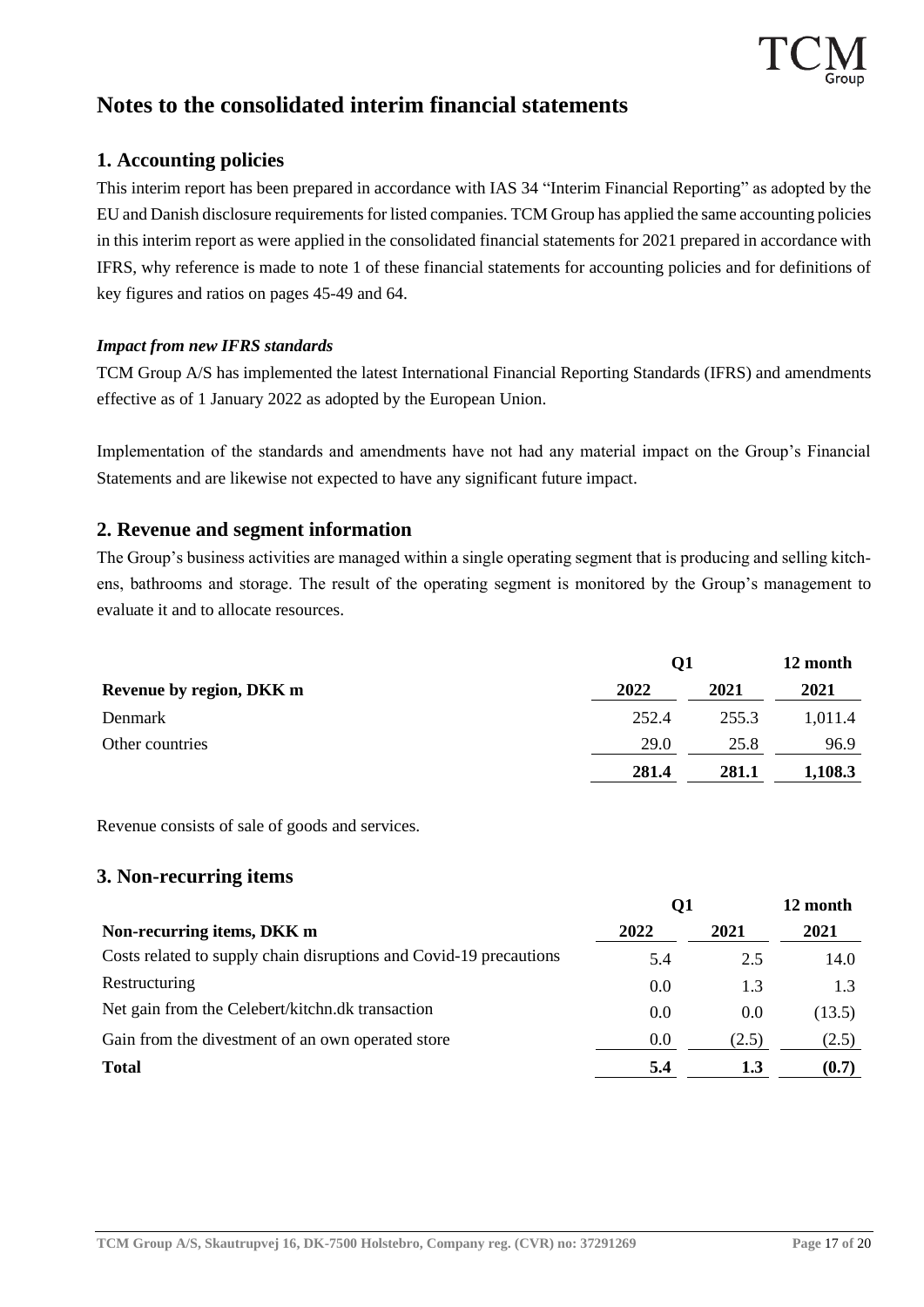# Notes to the consolidated interim financial statements

## 1. Accounting policies

This interim report has been prepared in accordance with IAS 34 "Interim Financial Reporting" as adopted by the EU and Danish disclosure requirements for listed companies. TCM Group has applied the same accounting policies in this interim report as were applied in the consolidated financial statements for 2021 prepared in accordance with IFRS, why reference is made to note 1 of these financial statements for accounting policies and for definitions of key figures and ratios on pages 45-49 and 64.

### *Impact from new IFRS standards*

TCM Group A/S has implemented the latest International Financial Reporting Standards (IFRS) and amendments effective as of 1 January 2022 as adopted by the European Union.

Implementation of the standards and amendments have not had any material impact on the Group's Financial Statements and are likewise not expected to have any significant future impact.

## 2. Revenue and segment information

The Group's business activities are managed within a single operating segment that is producing and selling kitchens, bathrooms and storage. The result of the operating segment is monitored by the Group's management to evaluate it and to allocate resources.

| | Q1 | | 12 month |
|---|---|---|---|
| **Revenue by region, DKK m** | **2022** | **2021** | **2021** |
| Denmark | 252.4 | 255.3 | 1,011.4 |
| Other countries | 29.0 | 25.8 | 96.9 |
| | **281.4** | **281.1** | **1,108.3** |

Revenue consists of sale of goods and services.

## 3. Non-recurring items

| | Q1 | | 12 month |
|---|---|---|---|
| **Non-recurring items, DKK m** | **2022** | **2021** | **2021** |
| Costs related to supply chain disruptions and Covid-19 precautions | 5.4 | 2.5 | 14.0 |
| Restructuring | 0.0 | 1.3 | 1.3 |
| Net gain from the Celebert/kitchn.dk transaction | 0.0 | 0.0 | (13.5) |
| Gain from the divestment of an own operated store | 0.0 | (2.5) | (2.5) |
| **Total** | **5.4** | **1.3** | **(0.7)** |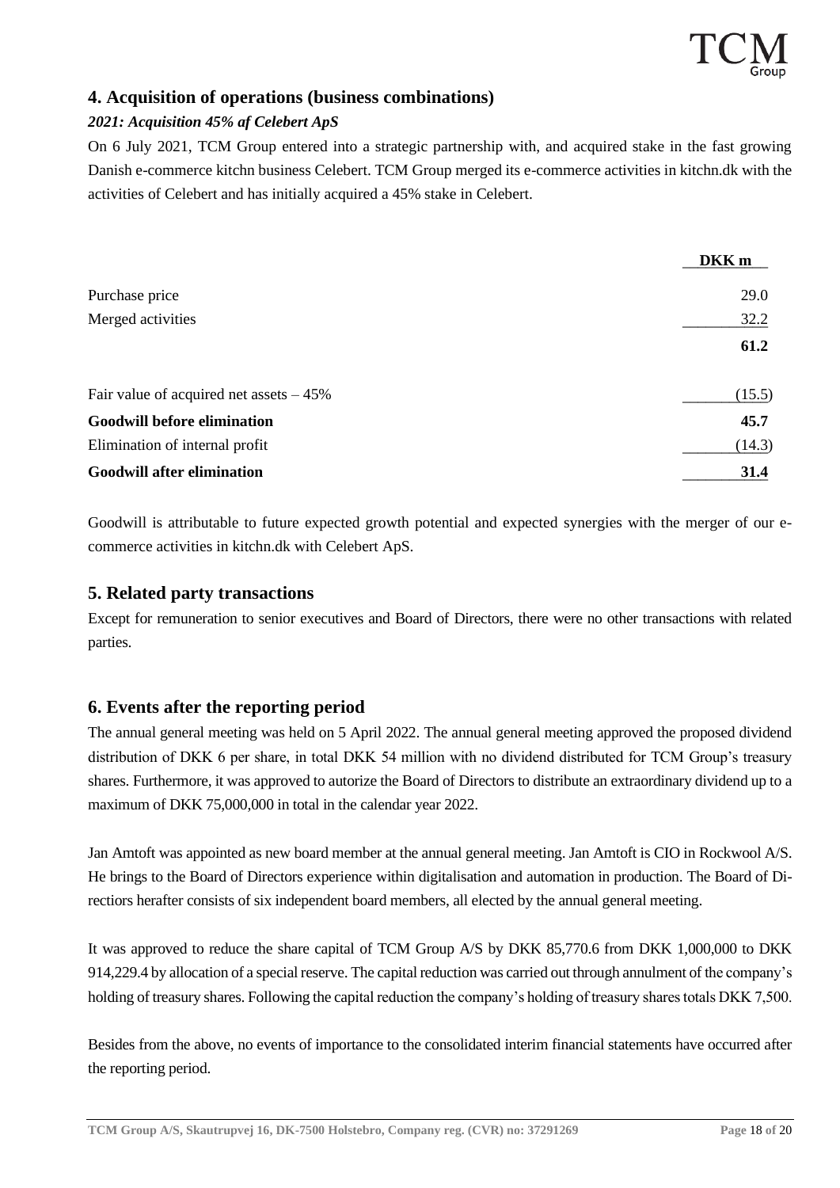## 4. Acquisition of operations (business combinations)

***2021: Acquisition 45% af Celebert ApS***

On 6 July 2021, TCM Group entered into a strategic partnership with, and acquired stake in the fast growing Danish e-commerce kitchn business Celebert. TCM Group merged its e-commerce activities in kitchn.dk with the activities of Celebert and has initially acquired a 45% stake in Celebert.

| | DKK m |
|---|---|
| Purchase price | 29.0 |
| Merged activities | 32.2 |
| | **61.2** |
| Fair value of acquired net assets – 45% | (15.5) |
| **Goodwill before elimination** | **45.7** |
| Elimination of internal profit | (14.3) |
| **Goodwill after elimination** | **31.4** |

Goodwill is attributable to future expected growth potential and expected synergies with the merger of our e-commerce activities in kitchn.dk with Celebert ApS.

## 5. Related party transactions

Except for remuneration to senior executives and Board of Directors, there were no other transactions with related parties.

## 6. Events after the reporting period

The annual general meeting was held on 5 April 2022. The annual general meeting approved the proposed dividend distribution of DKK 6 per share, in total DKK 54 million with no dividend distributed for TCM Group's treasury shares. Furthermore, it was approved to autorize the Board of Directors to distribute an extraordinary dividend up to a maximum of DKK 75,000,000 in total in the calendar year 2022.

Jan Amtoft was appointed as new board member at the annual general meeting. Jan Amtoft is CIO in Rockwool A/S. He brings to the Board of Directors experience within digitalisation and automation in production. The Board of Directiors herafter consists of six independent board members, all elected by the annual general meeting.

It was approved to reduce the share capital of TCM Group A/S by DKK 85,770.6 from DKK 1,000,000 to DKK 914,229.4 by allocation of a special reserve. The capital reduction was carried out through annulment of the company's holding of treasury shares. Following the capital reduction the company's holding of treasury shares totals DKK 7,500.

Besides from the above, no events of importance to the consolidated interim financial statements have occurred after the reporting period.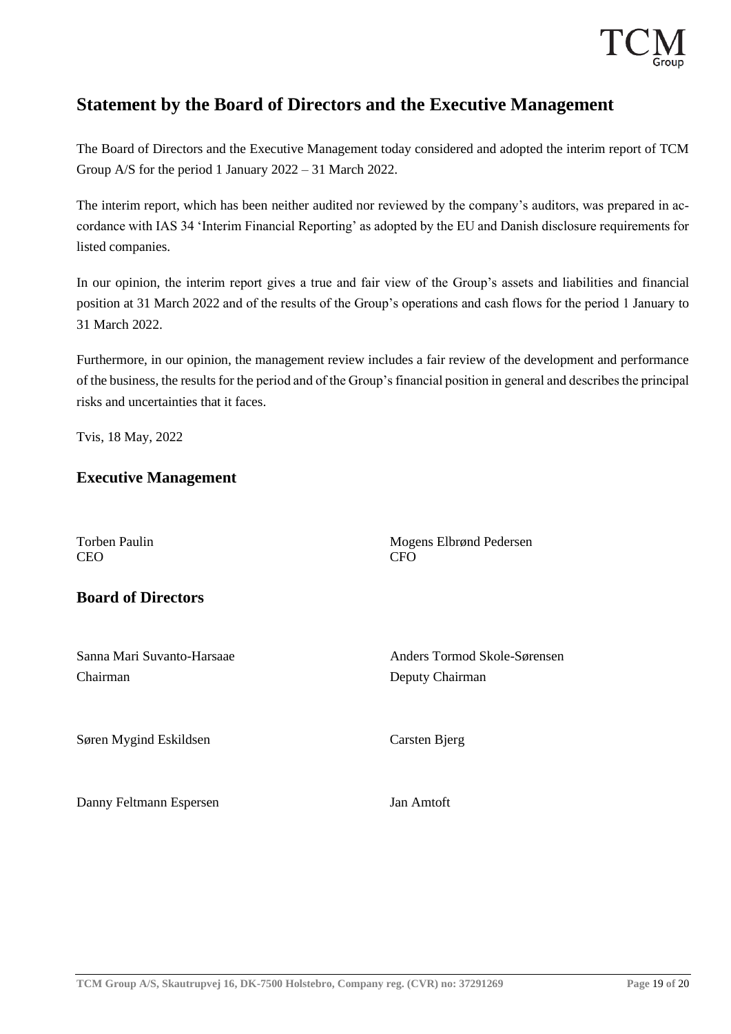## Statement by the Board of Directors and the Executive Management

The Board of Directors and the Executive Management today considered and adopted the interim report of TCM Group A/S for the period 1 January 2022 – 31 March 2022.

The interim report, which has been neither audited nor reviewed by the company's auditors, was prepared in accordance with IAS 34 'Interim Financial Reporting' as adopted by the EU and Danish disclosure requirements for listed companies.

In our opinion, the interim report gives a true and fair view of the Group's assets and liabilities and financial position at 31 March 2022 and of the results of the Group's operations and cash flows for the period 1 January to 31 March 2022.

Furthermore, in our opinion, the management review includes a fair review of the development and performance of the business, the results for the period and of the Group's financial position in general and describes the principal risks and uncertainties that it faces.

Tvis, 18 May, 2022

### Executive Management

Torben Paulin
CEO

Mogens Elbrønd Pedersen
CFO

### Board of Directors

Sanna Mari Suvanto-Harsaae
Chairman

Anders Tormod Skole-Sørensen
Deputy Chairman

Søren Mygind Eskildsen

Carsten Bjerg

Danny Feltmann Espersen

Jan Amtoft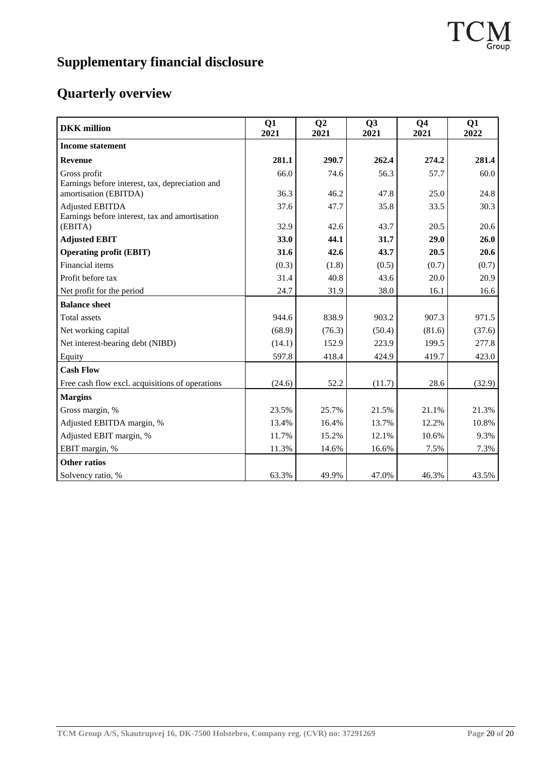# Supplementary financial disclosure

## Quarterly overview

| DKK million | Q1 2021 | Q2 2021 | Q3 2021 | Q4 2021 | Q1 2022 |
|---|---|---|---|---|---|
| **Income statement** | | | | | |
| **Revenue** | **281.1** | **290.7** | **262.4** | **274.2** | **281.4** |
| Gross profit | 66.0 | 74.6 | 56.3 | 57.7 | 60.0 |
| Earnings before interest, tax, depreciation and amortisation (EBITDA) | 36.3 | 46.2 | 47.8 | 25.0 | 24.8 |
| Adjusted EBITDA | 37.6 | 47.7 | 35.8 | 33.5 | 30.3 |
| Earnings before interest, tax and amortisation (EBITA) | 32.9 | 42.6 | 43.7 | 20.5 | 20.6 |
| **Adjusted EBIT** | **33.0** | **44.1** | **31.7** | **29.0** | **26.0** |
| **Operating profit (EBIT)** | **31.6** | **42.6** | **43.7** | **20.5** | **20.6** |
| Financial items | (0.3) | (1.8) | (0.5) | (0.7) | (0.7) |
| Profit before tax | 31.4 | 40.8 | 43.6 | 20.0 | 20.9 |
| Net profit for the period | 24.7 | 31.9 | 38.0 | 16.1 | 16.6 |
| **Balance sheet** | | | | | |
| Total assets | 944.6 | 838.9 | 903.2 | 907.3 | 971.5 |
| Net working capital | (68.9) | (76.3) | (50.4) | (81.6) | (37.6) |
| Net interest-bearing debt (NIBD) | (14.1) | 152.9 | 223.9 | 199.5 | 277.8 |
| Equity | 597.8 | 418.4 | 424.9 | 419.7 | 423.0 |
| **Cash Flow** | | | | | |
| Free cash flow excl. acquisitions of operations | (24.6) | 52.2 | (11.7) | 28.6 | (32.9) |
| **Margins** | | | | | |
| Gross margin, % | 23.5% | 25.7% | 21.5% | 21.1% | 21.3% |
| Adjusted EBITDA margin, % | 13.4% | 16.4% | 13.7% | 12.2% | 10.8% |
| Adjusted EBIT margin, % | 11.7% | 15.2% | 12.1% | 10.6% | 9.3% |
| EBIT margin, % | 11.3% | 14.6% | 16.6% | 7.5% | 7.3% |
| **Other ratios** | | | | | |
| Solvency ratio, % | 63.3% | 49.9% | 47.0% | 46.3% | 43.5% |